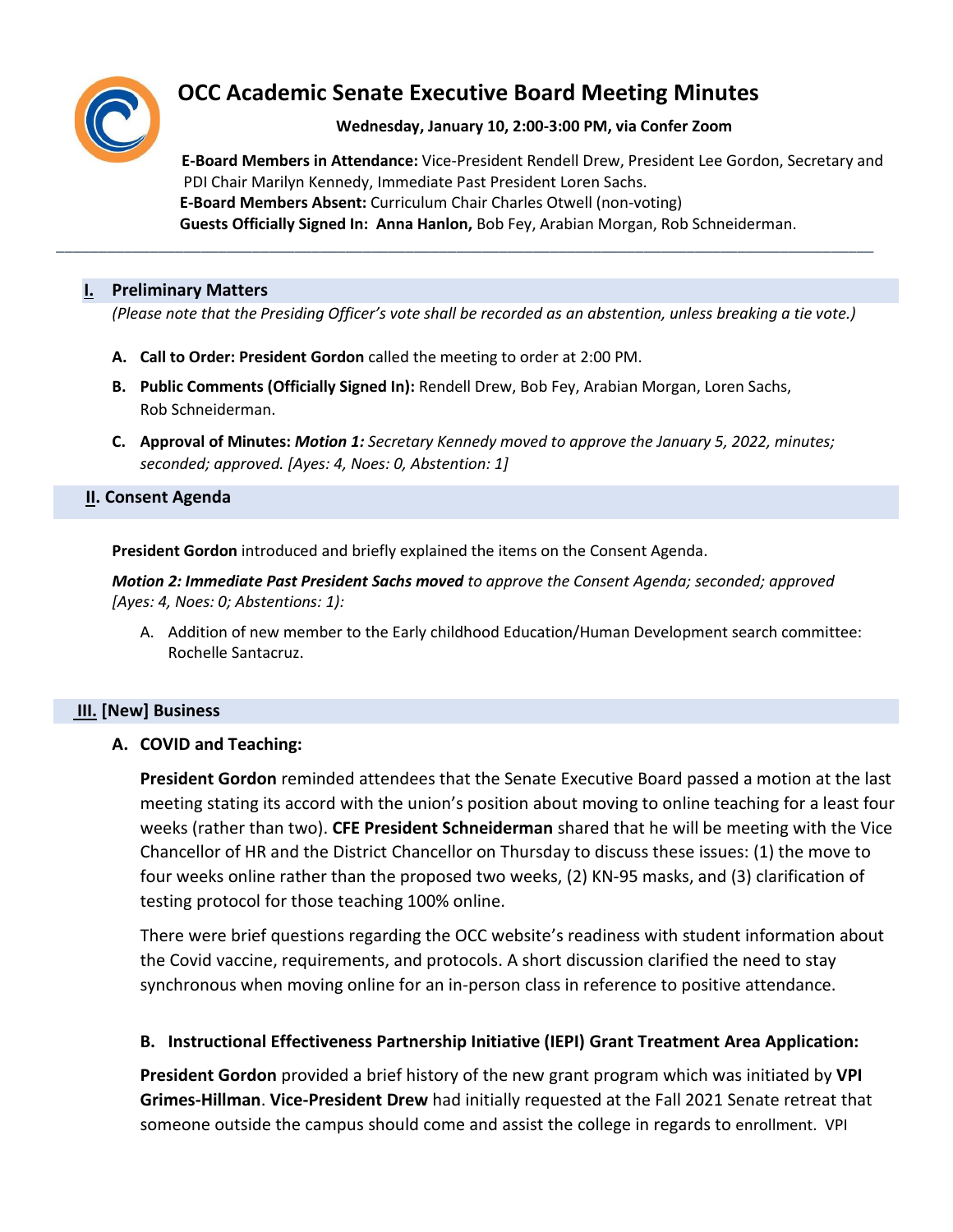# OCC Academic Senate Executive Board Meeting Minutes

**Wednesday, January 10, 2:00-3:00 PM, via Confer Zoom**

**E-Board Members in Attendance:** Vice-President Rendell Drew, President Lee Gordon, Secretary and PDI Chair Marilyn Kennedy, Immediate Past President Loren Sachs.
**E-Board Members Absent:** Curriculum Chair Charles Otwell (non-voting)
**Guests Officially Signed In:** **Anna Hanlon,** Bob Fey, Arabian Morgan, Rob Schneiderman.

---

## I. Preliminary Matters

*(Please note that the Presiding Officer's vote shall be recorded as an abstention, unless breaking a tie vote.)*

**A. Call to Order: President Gordon** called the meeting to order at 2:00 PM.

**B. Public Comments (Officially Signed In):** Rendell Drew, Bob Fey, Arabian Morgan, Loren Sachs, Rob Schneiderman.

**C. Approval of Minutes:** ***Motion 1:*** *Secretary Kennedy moved to approve the January 5, 2022, minutes; seconded; approved. [Ayes: 4, Noes: 0, Abstention: 1]*

## II. Consent Agenda

**President Gordon** introduced and briefly explained the items on the Consent Agenda.

***Motion 2: Immediate Past President Sachs moved*** *to approve the Consent Agenda; seconded; approved [Ayes: 4, Noes: 0; Abstentions: 1):*

A. Addition of new member to the Early childhood Education/Human Development search committee: Rochelle Santacruz.

## III. [New] Business

### A. COVID and Teaching:

**President Gordon** reminded attendees that the Senate Executive Board passed a motion at the last meeting stating its accord with the union's position about moving to online teaching for a least four weeks (rather than two). **CFE President Schneiderman** shared that he will be meeting with the Vice Chancellor of HR and the District Chancellor on Thursday to discuss these issues: (1) the move to four weeks online rather than the proposed two weeks, (2) KN-95 masks, and (3) clarification of testing protocol for those teaching 100% online.

There were brief questions regarding the OCC website's readiness with student information about the Covid vaccine, requirements, and protocols. A short discussion clarified the need to stay synchronous when moving online for an in-person class in reference to positive attendance.

### B. Instructional Effectiveness Partnership Initiative (IEPI) Grant Treatment Area Application:

**President Gordon** provided a brief history of the new grant program which was initiated by **VPI Grimes-Hillman**. **Vice-President Drew** had initially requested at the Fall 2021 Senate retreat that someone outside the campus should come and assist the college in regards to enrollment. VPI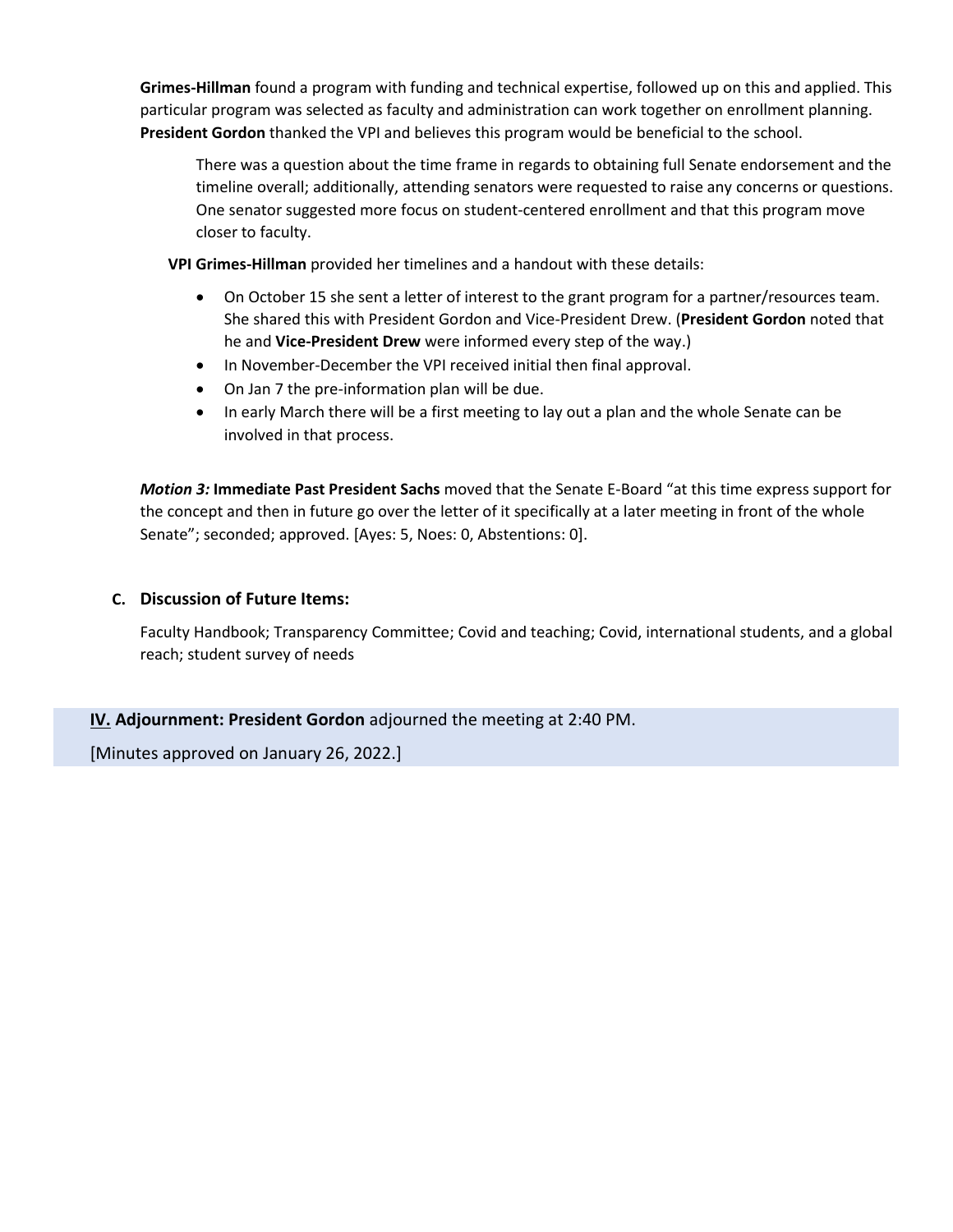**Grimes-Hillman** found a program with funding and technical expertise, followed up on this and applied. This particular program was selected as faculty and administration can work together on enrollment planning. **President Gordon** thanked the VPI and believes this program would be beneficial to the school.

There was a question about the time frame in regards to obtaining full Senate endorsement and the timeline overall; additionally, attending senators were requested to raise any concerns or questions. One senator suggested more focus on student-centered enrollment and that this program move closer to faculty.

**VPI Grimes-Hillman** provided her timelines and a handout with these details:

- On October 15 she sent a letter of interest to the grant program for a partner/resources team. She shared this with President Gordon and Vice-President Drew. (**President Gordon** noted that he and **Vice-President Drew** were informed every step of the way.)
- In November-December the VPI received initial then final approval.
- On Jan 7 the pre-information plan will be due.
- In early March there will be a first meeting to lay out a plan and the whole Senate can be involved in that process.

***Motion 3:*** **Immediate Past President Sachs** moved that the Senate E-Board "at this time express support for the concept and then in future go over the letter of it specifically at a later meeting in front of the whole Senate"; seconded; approved. [Ayes: 5, Noes: 0, Abstentions: 0].

### C. Discussion of Future Items:

Faculty Handbook; Transparency Committee; Covid and teaching; Covid, international students, and a global reach; student survey of needs

**IV. Adjournment: President Gordon** adjourned the meeting at 2:40 PM.

[Minutes approved on January 26, 2022.]